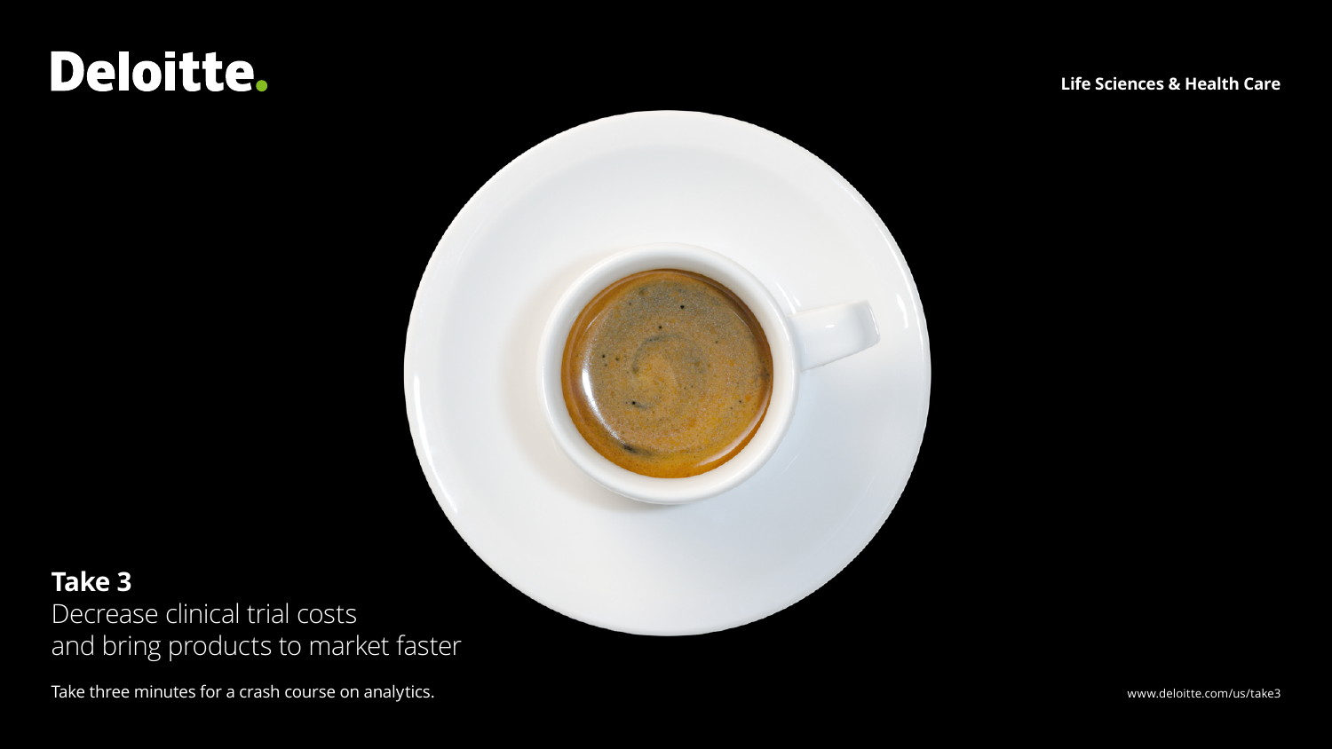Deloitte.

Life Sciences & Health Care

# Take 3

Decrease clinical trial costs and bring products to market faster

Take three minutes for a crash course on analytics.

www.deloitte.com/us/take3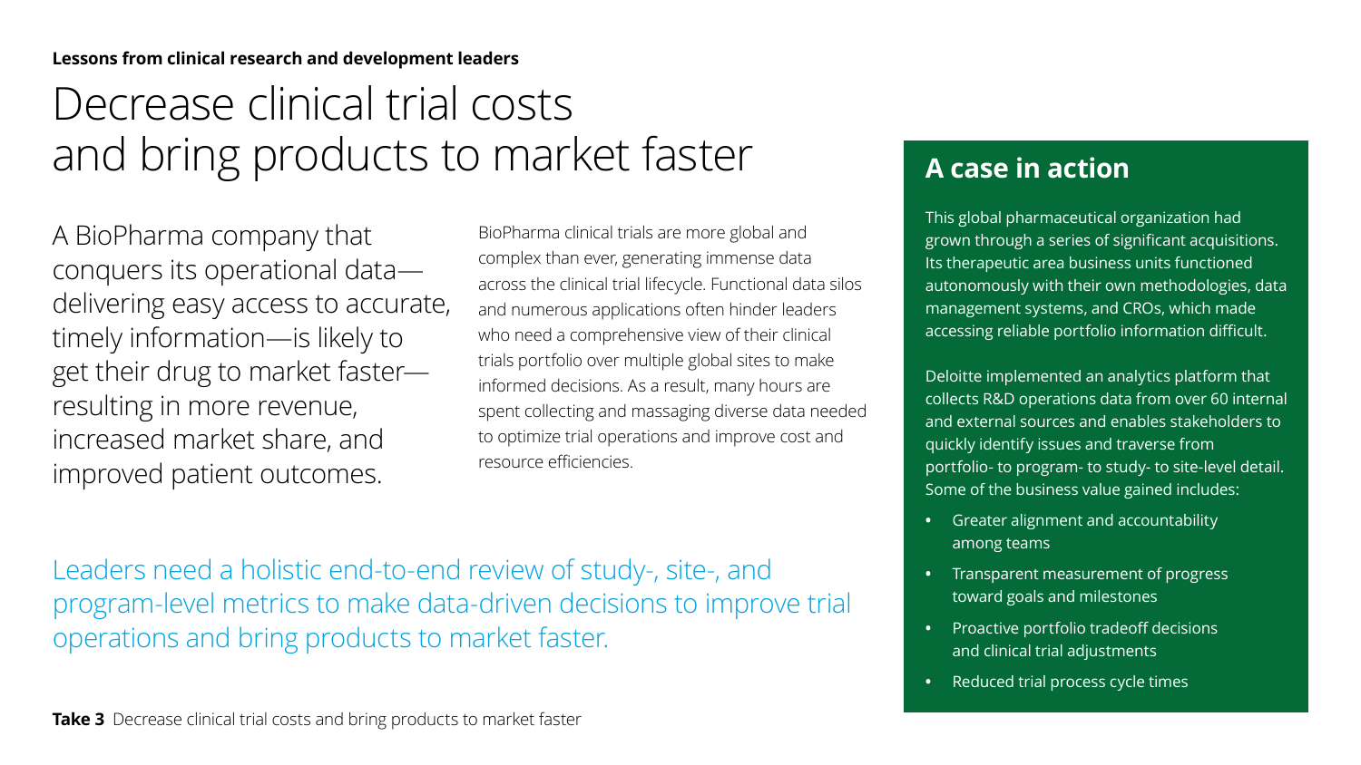**Lessons from clinical research and development leaders**

# Decrease clinical trial costs and bring products to market faster

A BioPharma company that conquers its operational data—delivering easy access to accurate, timely information—is likely to get their drug to market faster—resulting in more revenue, increased market share, and improved patient outcomes.

BioPharma clinical trials are more global and complex than ever, generating immense data across the clinical trial lifecycle. Functional data silos and numerous applications often hinder leaders who need a comprehensive view of their clinical trials portfolio over multiple global sites to make informed decisions. As a result, many hours are spent collecting and massaging diverse data needed to optimize trial operations and improve cost and resource efficiencies.

Leaders need a holistic end-to-end review of study-, site-, and program-level metrics to make data-driven decisions to improve trial operations and bring products to market faster.

## A case in action

This global pharmaceutical organization had grown through a series of significant acquisitions. Its therapeutic area business units functioned autonomously with their own methodologies, data management systems, and CROs, which made accessing reliable portfolio information difficult.

Deloitte implemented an analytics platform that collects R&D operations data from over 60 internal and external sources and enables stakeholders to quickly identify issues and traverse from portfolio- to program- to study- to site-level detail. Some of the business value gained includes:

- Greater alignment and accountability among teams
- Transparent measurement of progress toward goals and milestones
- Proactive portfolio tradeoff decisions and clinical trial adjustments
- Reduced trial process cycle times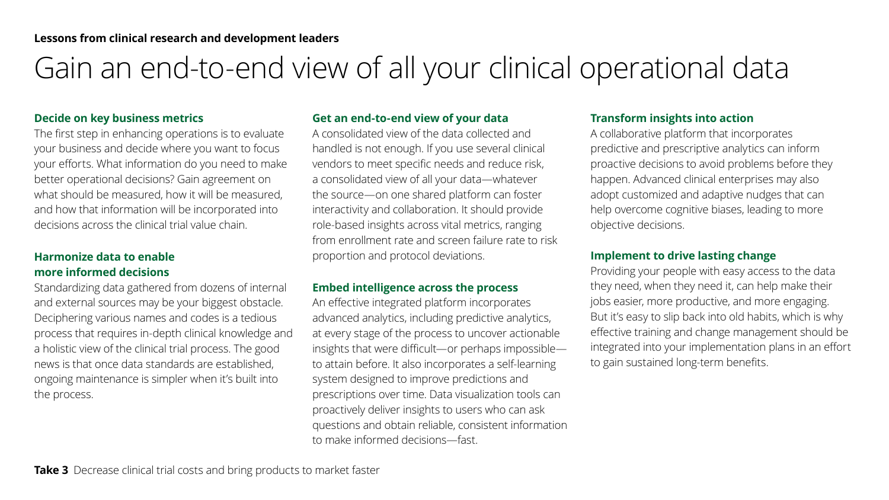**Lessons from clinical research and development leaders**

# Gain an end-to-end view of all your clinical operational data

### Decide on key business metrics

The first step in enhancing operations is to evaluate your business and decide where you want to focus your efforts. What information do you need to make better operational decisions? Gain agreement on what should be measured, how it will be measured, and how that information will be incorporated into decisions across the clinical trial value chain.

### Harmonize data to enable more informed decisions

Standardizing data gathered from dozens of internal and external sources may be your biggest obstacle. Deciphering various names and codes is a tedious process that requires in-depth clinical knowledge and a holistic view of the clinical trial process. The good news is that once data standards are established, ongoing maintenance is simpler when it's built into the process.

### Get an end-to-end view of your data

A consolidated view of the data collected and handled is not enough. If you use several clinical vendors to meet specific needs and reduce risk, a consolidated view of all your data—whatever the source—on one shared platform can foster interactivity and collaboration. It should provide role-based insights across vital metrics, ranging from enrollment rate and screen failure rate to risk proportion and protocol deviations.

### Embed intelligence across the process

An effective integrated platform incorporates advanced analytics, including predictive analytics, at every stage of the process to uncover actionable insights that were difficult—or perhaps impossible—to attain before. It also incorporates a self-learning system designed to improve predictions and prescriptions over time. Data visualization tools can proactively deliver insights to users who can ask questions and obtain reliable, consistent information to make informed decisions—fast.

### Transform insights into action

A collaborative platform that incorporates predictive and prescriptive analytics can inform proactive decisions to avoid problems before they happen. Advanced clinical enterprises may also adopt customized and adaptive nudges that can help overcome cognitive biases, leading to more objective decisions.

### Implement to drive lasting change

Providing your people with easy access to the data they need, when they need it, can help make their jobs easier, more productive, and more engaging. But it's easy to slip back into old habits, which is why effective training and change management should be integrated into your implementation plans in an effort to gain sustained long-term benefits.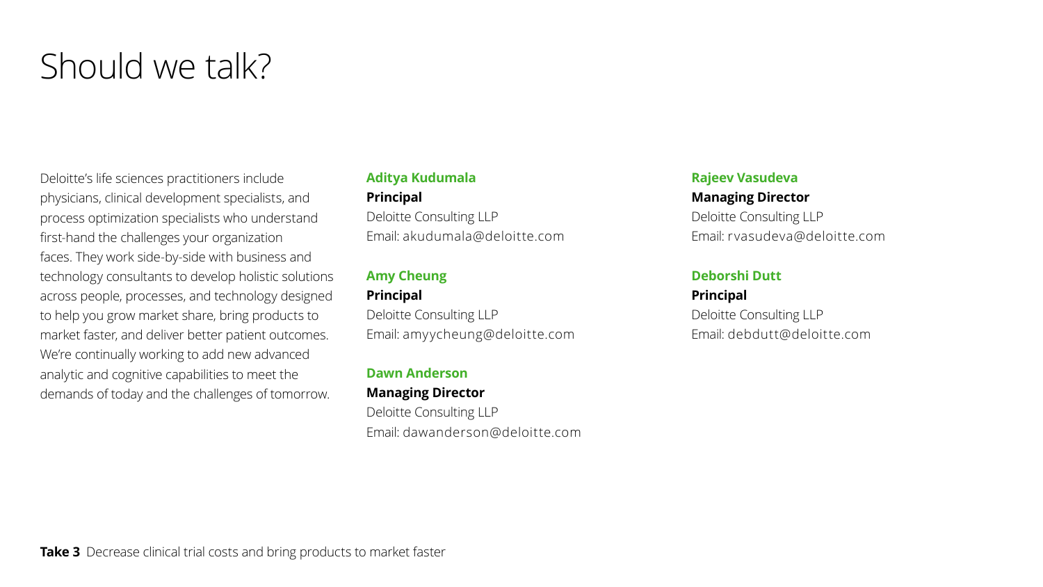# Should we talk?

Deloitte's life sciences practitioners include physicians, clinical development specialists, and process optimization specialists who understand first-hand the challenges your organization faces. They work side-by-side with business and technology consultants to develop holistic solutions across people, processes, and technology designed to help you grow market share, bring products to market faster, and deliver better patient outcomes. We're continually working to add new advanced analytic and cognitive capabilities to meet the demands of today and the challenges of tomorrow.

**Aditya Kudumala**
**Principal**
Deloitte Consulting LLP
Email: akudumala@deloitte.com

**Amy Cheung**
**Principal**
Deloitte Consulting LLP
Email: amyycheung@deloitte.com

**Dawn Anderson**
**Managing Director**
Deloitte Consulting LLP
Email: dawanderson@deloitte.com

**Rajeev Vasudeva**
**Managing Director**
Deloitte Consulting LLP
Email: rvasudeva@deloitte.com

**Deborshi Dutt**
**Principal**
Deloitte Consulting LLP
Email: debdutt@deloitte.com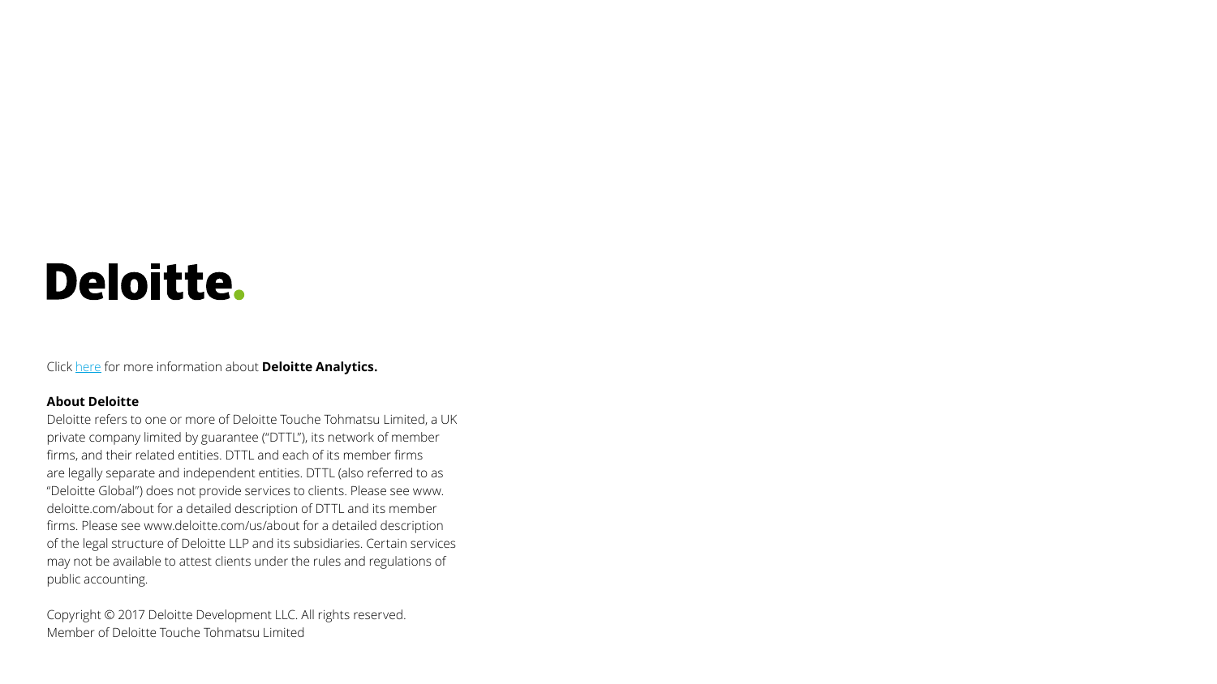# Deloitte.

Click here for more information about **Deloitte Analytics.**

**About Deloitte**

Deloitte refers to one or more of Deloitte Touche Tohmatsu Limited, a UK private company limited by guarantee ("DTTL"), its network of member firms, and their related entities. DTTL and each of its member firms are legally separate and independent entities. DTTL (also referred to as "Deloitte Global") does not provide services to clients. Please see www.deloitte.com/about for a detailed description of DTTL and its member firms. Please see www.deloitte.com/us/about for a detailed description of the legal structure of Deloitte LLP and its subsidiaries. Certain services may not be available to attest clients under the rules and regulations of public accounting.

Copyright © 2017 Deloitte Development LLC. All rights reserved.
Member of Deloitte Touche Tohmatsu Limited